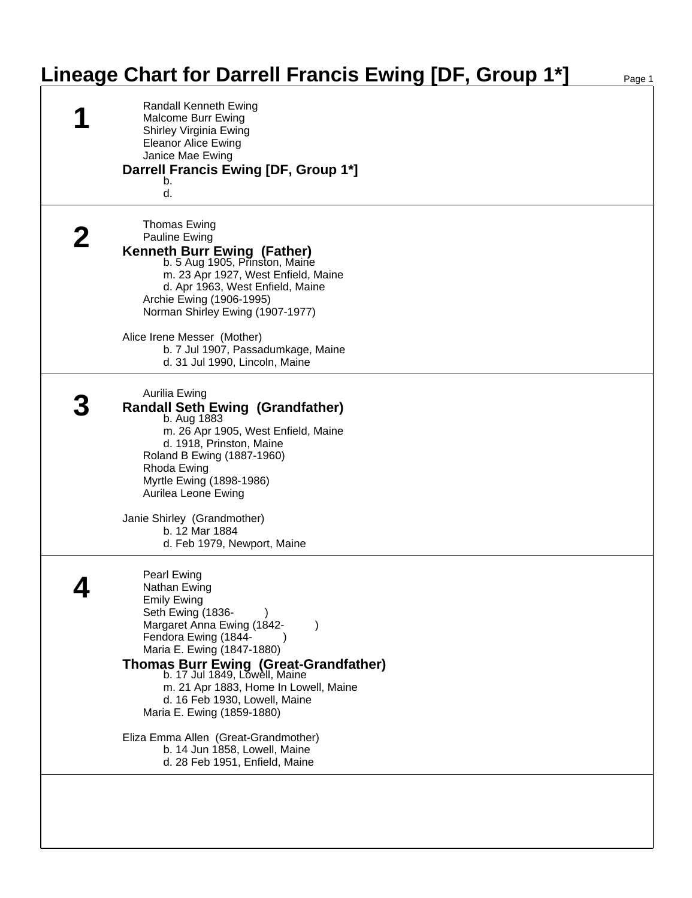# Lineage Chart for Darrell Francis Ewing [DF, Group 1*]

## 1

Randall Kenneth Ewing
Malcome Burr Ewing
Shirley Virginia Ewing
Eleanor Alice Ewing
Janice Mae Ewing

**Darrell Francis Ewing [DF, Group 1*]**
b.
d.

## 2

Thomas Ewing
Pauline Ewing

**Kenneth Burr Ewing (Father)**
b. 5 Aug 1905, Prinston, Maine
m. 23 Apr 1927, West Enfield, Maine
d. Apr 1963, West Enfield, Maine

Archie Ewing (1906-1995)
Norman Shirley Ewing (1907-1977)

Alice Irene Messer (Mother)
b. 7 Jul 1907, Passadumkage, Maine
d. 31 Jul 1990, Lincoln, Maine

## 3

Aurilia Ewing

**Randall Seth Ewing (Grandfather)**
b. Aug 1883
m. 26 Apr 1905, West Enfield, Maine
d. 1918, Prinston, Maine

Roland B Ewing (1887-1960)
Rhoda Ewing
Myrtle Ewing (1898-1986)
Aurilea Leone Ewing

Janie Shirley (Grandmother)
b. 12 Mar 1884
d. Feb 1979, Newport, Maine

## 4

Pearl Ewing
Nathan Ewing
Emily Ewing
Seth Ewing (1836- )
Margaret Anna Ewing (1842- )
Fendora Ewing (1844- )
Maria E. Ewing (1847-1880)

**Thomas Burr Ewing (Great-Grandfather)**
b. 17 Jul 1849, Lowell, Maine
m. 21 Apr 1883, Home In Lowell, Maine
d. 16 Feb 1930, Lowell, Maine

Maria E. Ewing (1859-1880)

Eliza Emma Allen (Great-Grandmother)
b. 14 Jun 1858, Lowell, Maine
d. 28 Feb 1951, Enfield, Maine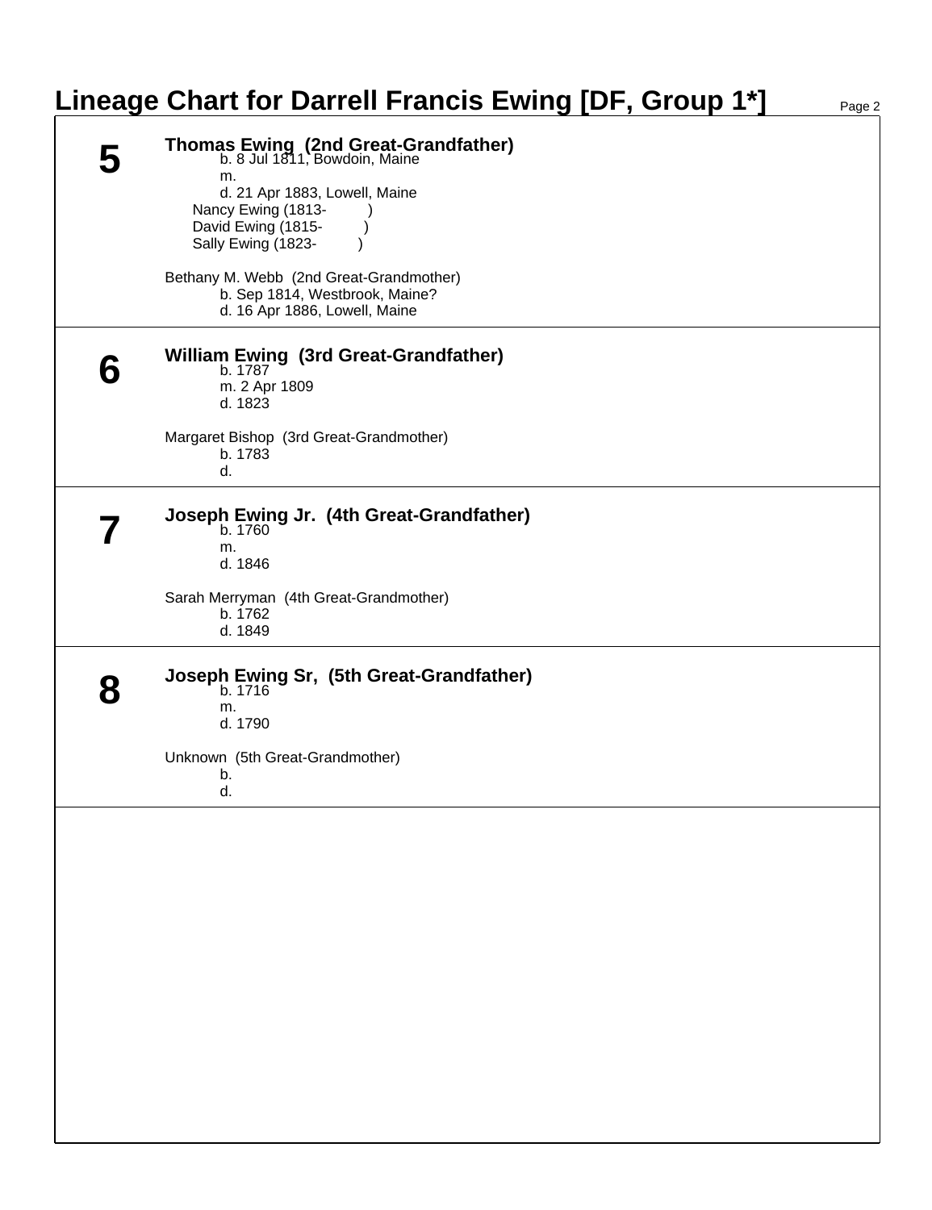# Lineage Chart for Darrell Francis Ewing [DF, Group 1*]

**5**

**Thomas Ewing (2nd Great-Grandfather)**

b. 8 Jul 1811, Bowdoin, Maine
m.
d. 21 Apr 1883, Lowell, Maine

Nancy Ewing (1813- )
David Ewing (1815- )
Sally Ewing (1823- )

Bethany M. Webb (2nd Great-Grandmother)

b. Sep 1814, Westbrook, Maine?
d. 16 Apr 1886, Lowell, Maine

---

**6**

**William Ewing (3rd Great-Grandfather)**

b. 1787
m. 2 Apr 1809
d. 1823

Margaret Bishop (3rd Great-Grandmother)

b. 1783
d.

---

**7**

**Joseph Ewing Jr. (4th Great-Grandfather)**

b. 1760
m.
d. 1846

Sarah Merryman (4th Great-Grandmother)

b. 1762
d. 1849

---

**8**

**Joseph Ewing Sr, (5th Great-Grandfather)**

b. 1716
m.
d. 1790

Unknown (5th Great-Grandmother)

b.
d.